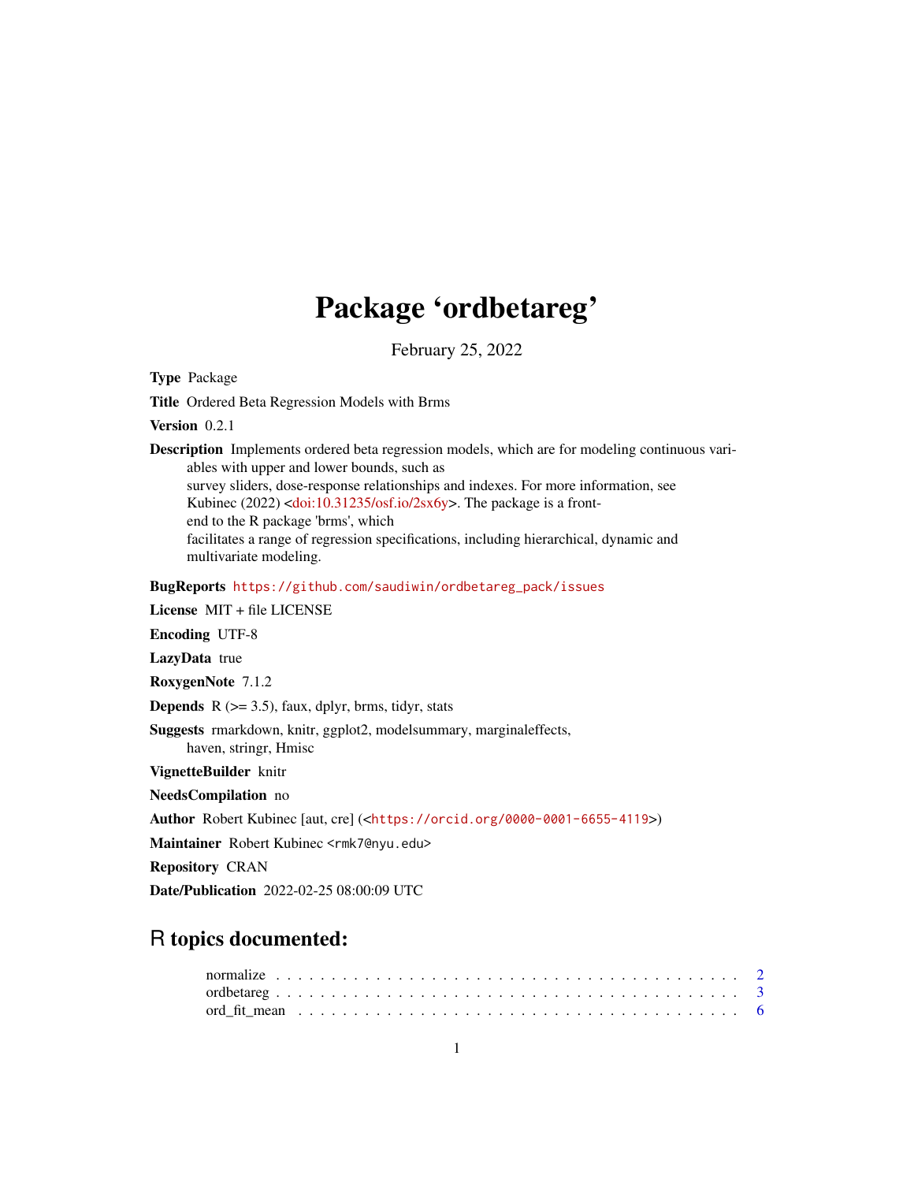# Package 'ordbetareg'

February 25, 2022

**Type** Package

**Title** Ordered Beta Regression Models with Brms

**Version** 0.2.1

**Description** Implements ordered beta regression models, which are for modeling continuous variables with upper and lower bounds, such as survey sliders, dose-response relationships and indexes. For more information, see Kubinec (2022) <doi:10.31235/osf.io/2sx6y>. The package is a front-end to the R package 'brms', which facilitates a range of regression specifications, including hierarchical, dynamic and multivariate modeling.

**BugReports** https://github.com/saudiwin/ordbetareg_pack/issues

**License** MIT + file LICENSE

**Encoding** UTF-8

**LazyData** true

**RoxygenNote** 7.1.2

**Depends** R (>= 3.5), faux, dplyr, brms, tidyr, stats

**Suggests** rmarkdown, knitr, ggplot2, modelsummary, marginaleffects, haven, stringr, Hmisc

**VignetteBuilder** knitr

**NeedsCompilation** no

**Author** Robert Kubinec [aut, cre] (<https://orcid.org/0000-0001-6655-4119>)

**Maintainer** Robert Kubinec <rmk7@nyu.edu>

**Repository** CRAN

**Date/Publication** 2022-02-25 08:00:09 UTC

## R topics documented:

- normalize . . . . . . . . . . . . . . . . . . . . . . . . . . . . . . . . . . . . . . . . . . 2
- ordbetareg . . . . . . . . . . . . . . . . . . . . . . . . . . . . . . . . . . . . . . . . . . 3
- ord_fit_mean . . . . . . . . . . . . . . . . . . . . . . . . . . . . . . . . . . . . . . . . . 6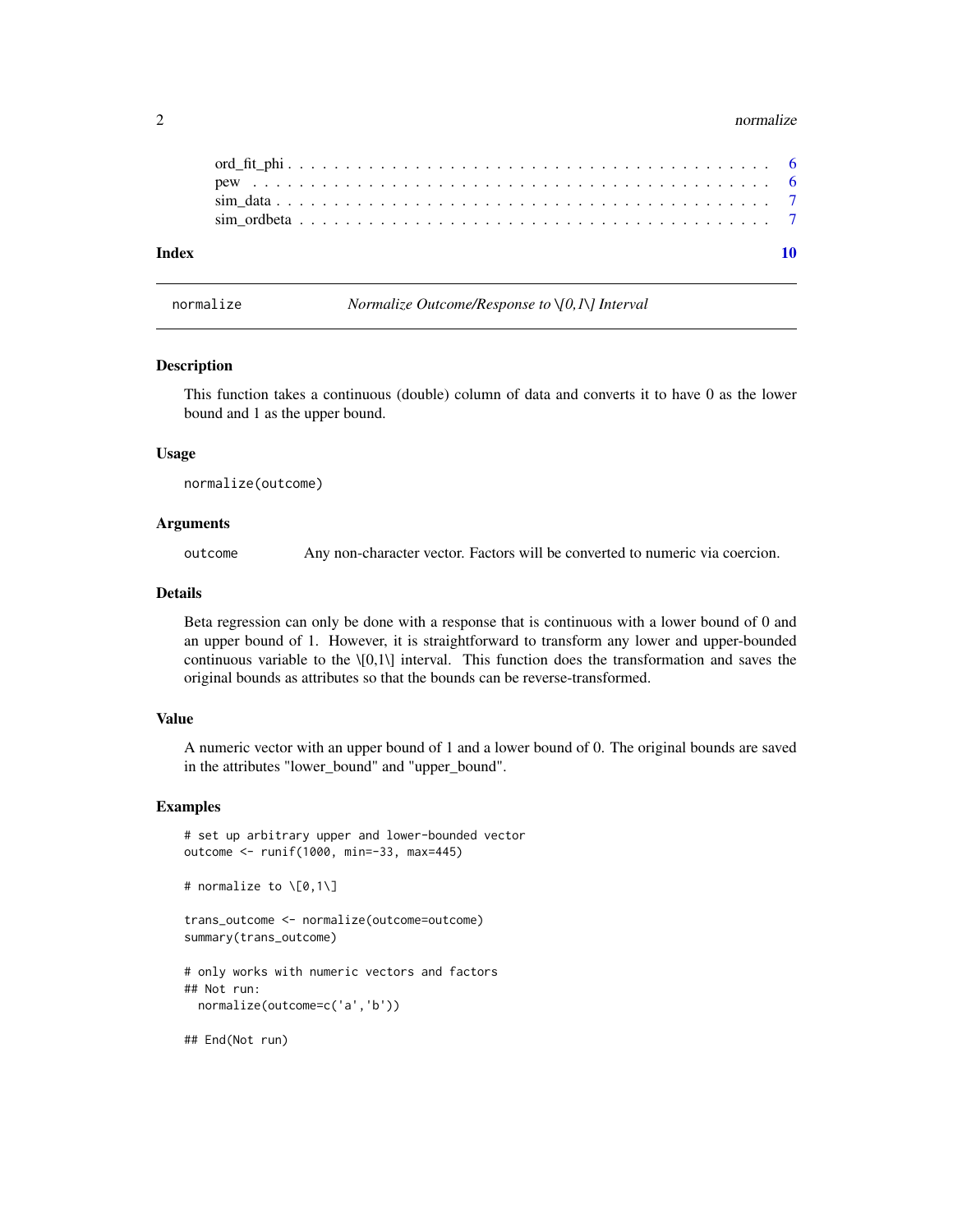ord_fit_phi . . . . . . . . . . . . . . . . . . . . . . . . . . . . . . . . . . . . . . . . 6
pew . . . . . . . . . . . . . . . . . . . . . . . . . . . . . . . . . . . . . . . . . . . . 6
sim_data . . . . . . . . . . . . . . . . . . . . . . . . . . . . . . . . . . . . . . . . . 7
sim_ordbeta . . . . . . . . . . . . . . . . . . . . . . . . . . . . . . . . . . . . . . . 7

**Index** **10**

---

`normalize` *Normalize Outcome/Response to \[0,1\] Interval*

---

### Description

This function takes a continuous (double) column of data and converts it to have 0 as the lower bound and 1 as the upper bound.

### Usage

```
normalize(outcome)
```

### Arguments

`outcome` Any non-character vector. Factors will be converted to numeric via coercion.

### Details

Beta regression can only be done with a response that is continuous with a lower bound of 0 and an upper bound of 1. However, it is straightforward to transform any lower and upper-bounded continuous variable to the \[0,1\] interval. This function does the transformation and saves the original bounds as attributes so that the bounds can be reverse-transformed.

### Value

A numeric vector with an upper bound of 1 and a lower bound of 0. The original bounds are saved in the attributes "lower_bound" and "upper_bound".

### Examples

```
# set up arbitrary upper and lower-bounded vector
outcome <- runif(1000, min=-33, max=445)

# normalize to \[0,1\]

trans_outcome <- normalize(outcome=outcome)
summary(trans_outcome)

# only works with numeric vectors and factors
## Not run:
  normalize(outcome=c('a','b'))

## End(Not run)
```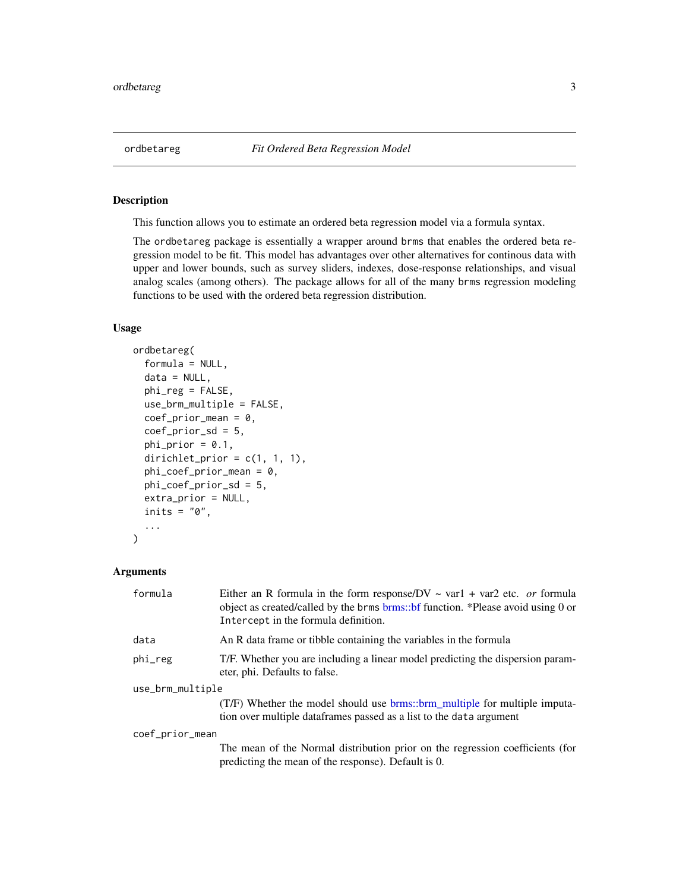ordbetareg *Fit Ordered Beta Regression Model*

## Description

This function allows you to estimate an ordered beta regression model via a formula syntax.

The ordbetareg package is essentially a wrapper around brms that enables the ordered beta regression model to be fit. This model has advantages over other alternatives for continous data with upper and lower bounds, such as survey sliders, indexes, dose-response relationships, and visual analog scales (among others). The package allows for all of the many brms regression modeling functions to be used with the ordered beta regression distribution.

## Usage

```
ordbetareg(
  formula = NULL,
  data = NULL,
  phi_reg = FALSE,
  use_brm_multiple = FALSE,
  coef_prior_mean = 0,
  coef_prior_sd = 5,
  phi_prior = 0.1,
  dirichlet_prior = c(1, 1, 1),
  phi_coef_prior_mean = 0,
  phi_coef_prior_sd = 5,
  extra_prior = NULL,
  inits = "0",
  ...
)
```

## Arguments

| | |
|---|---|
| formula | Either an R formula in the form response/DV ~ var1 + var2 etc. *or* formula object as created/called by the brms brms::bf function. *Please avoid using 0 or Intercept in the formula definition. |
| data | An R data frame or tibble containing the variables in the formula |
| phi_reg | T/F. Whether you are including a linear model predicting the dispersion parameter, phi. Defaults to false. |
| use_brm_multiple | (T/F) Whether the model should use brms::brm_multiple for multiple imputation over multiple dataframes passed as a list to the data argument |
| coef_prior_mean | The mean of the Normal distribution prior on the regression coefficients (for predicting the mean of the response). Default is 0. |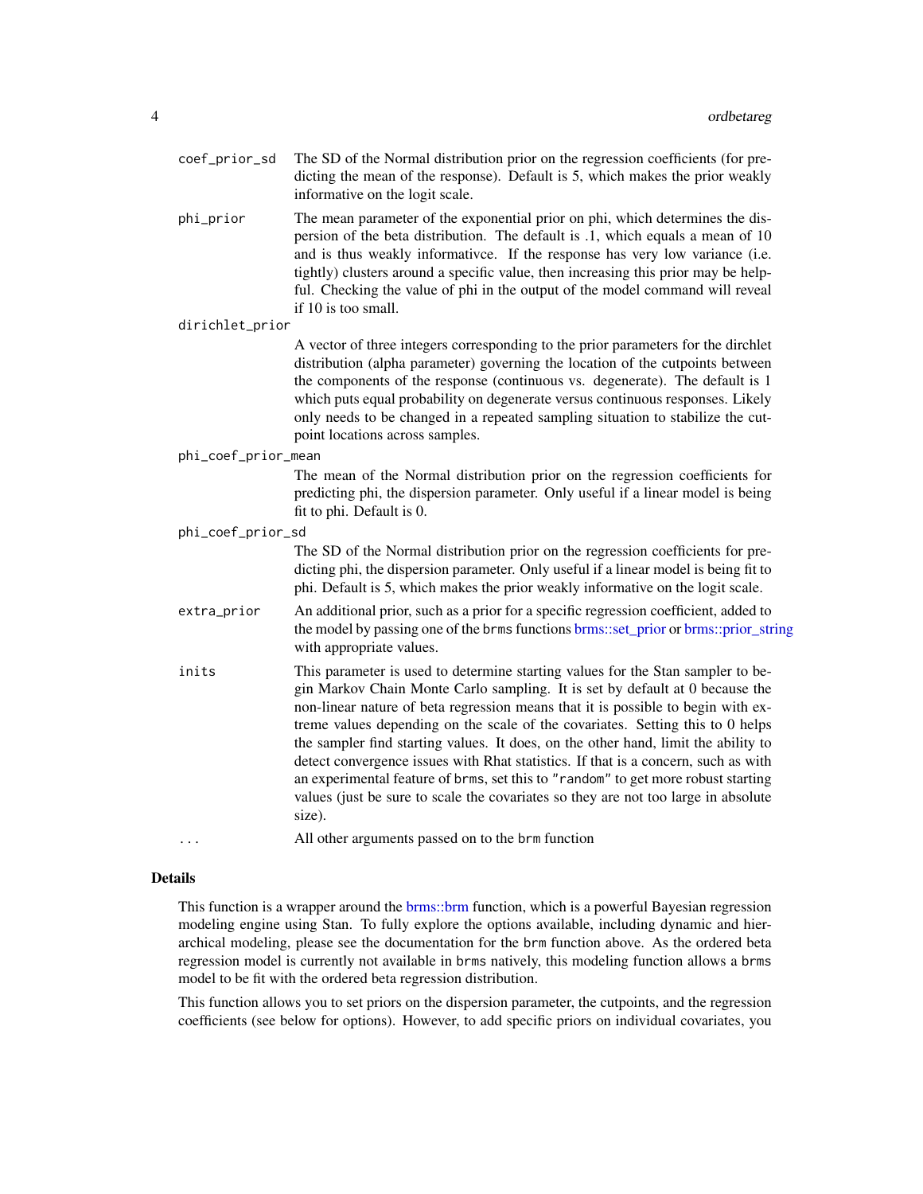coef_prior_sd
: The SD of the Normal distribution prior on the regression coefficients (for predicting the mean of the response). Default is 5, which makes the prior weakly informative on the logit scale.

phi_prior
: The mean parameter of the exponential prior on phi, which determines the dispersion of the beta distribution. The default is .1, which equals a mean of 10 and is thus weakly informativce. If the response has very low variance (i.e. tightly) clusters around a specific value, then increasing this prior may be helpful. Checking the value of phi in the output of the model command will reveal if 10 is too small.

dirichlet_prior
: A vector of three integers corresponding to the prior parameters for the dirchlet distribution (alpha parameter) governing the location of the cutpoints between the components of the response (continuous vs. degenerate). The default is 1 which puts equal probability on degenerate versus continuous responses. Likely only needs to be changed in a repeated sampling situation to stabilize the cutpoint locations across samples.

phi_coef_prior_mean
: The mean of the Normal distribution prior on the regression coefficients for predicting phi, the dispersion parameter. Only useful if a linear model is being fit to phi. Default is 0.

phi_coef_prior_sd
: The SD of the Normal distribution prior on the regression coefficients for predicting phi, the dispersion parameter. Only useful if a linear model is being fit to phi. Default is 5, which makes the prior weakly informative on the logit scale.

extra_prior
: An additional prior, such as a prior for a specific regression coefficient, added to the model by passing one of the brms functions brms::set_prior or brms::prior_string with appropriate values.

inits
: This parameter is used to determine starting values for the Stan sampler to begin Markov Chain Monte Carlo sampling. It is set by default at 0 because the non-linear nature of beta regression means that it is possible to begin with extreme values depending on the scale of the covariates. Setting this to 0 helps the sampler find starting values. It does, on the other hand, limit the ability to detect convergence issues with Rhat statistics. If that is a concern, such as with an experimental feature of brms, set this to "random" to get more robust starting values (just be sure to scale the covariates so they are not too large in absolute size).

...
: All other arguments passed on to the brm function

## Details

This function is a wrapper around the brms::brm function, which is a powerful Bayesian regression modeling engine using Stan. To fully explore the options available, including dynamic and hierarchical modeling, please see the documentation for the brm function above. As the ordered beta regression model is currently not available in brms natively, this modeling function allows a brms model to be fit with the ordered beta regression distribution.

This function allows you to set priors on the dispersion parameter, the cutpoints, and the regression coefficients (see below for options). However, to add specific priors on individual covariates, you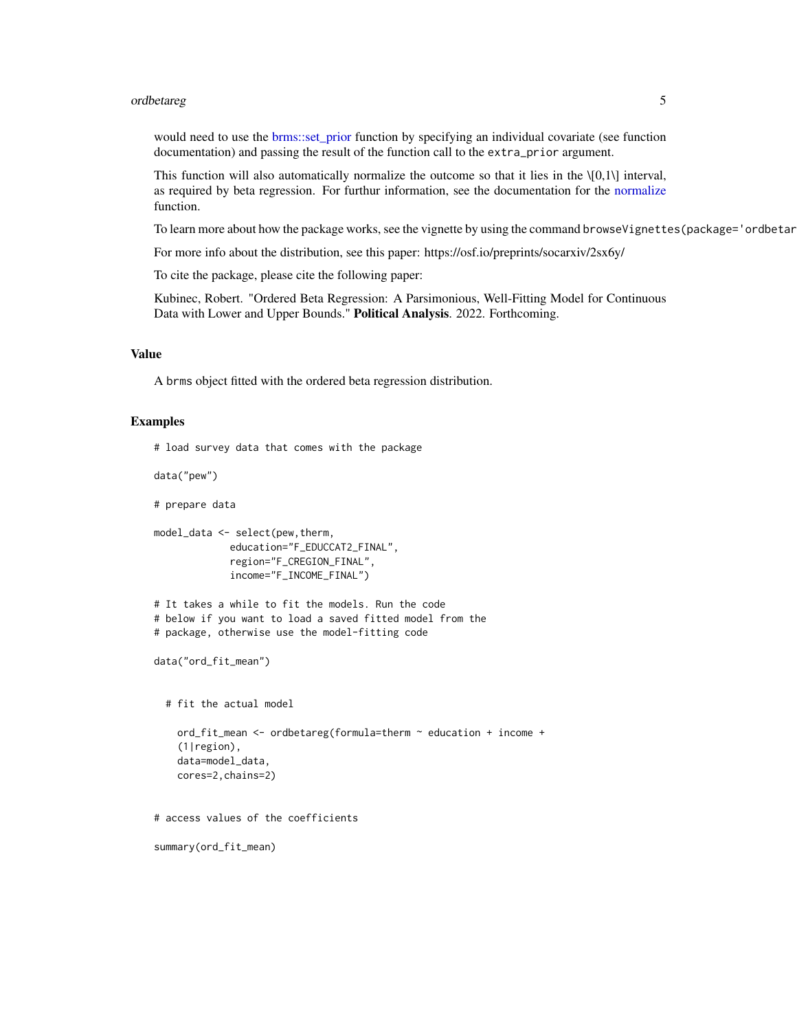would need to use the brms::set_prior function by specifying an individual covariate (see function documentation) and passing the result of the function call to the `extra_prior` argument.

This function will also automatically normalize the outcome so that it lies in the \[0,1\] interval, as required by beta regression. For furthur information, see the documentation for the normalize function.

To learn more about how the package works, see the vignette by using the command `browseVignettes(package='ordbetar`

For more info about the distribution, see this paper: https://osf.io/preprints/socarxiv/2sx6y/

To cite the package, please cite the following paper:

Kubinec, Robert. "Ordered Beta Regression: A Parsimonious, Well-Fitting Model for Continuous Data with Lower and Upper Bounds." **Political Analysis**. 2022. Forthcoming.

## Value

A brms object fitted with the ordered beta regression distribution.

## Examples

```
# load survey data that comes with the package

data("pew")

# prepare data

model_data <- select(pew,therm,
             education="F_EDUCCAT2_FINAL",
             region="F_CREGION_FINAL",
             income="F_INCOME_FINAL")

# It takes a while to fit the models. Run the code
# below if you want to load a saved fitted model from the
# package, otherwise use the model-fitting code

data("ord_fit_mean")


  # fit the actual model

    ord_fit_mean <- ordbetareg(formula=therm ~ education + income +
    (1|region),
    data=model_data,
    cores=2,chains=2)


# access values of the coefficients

summary(ord_fit_mean)
```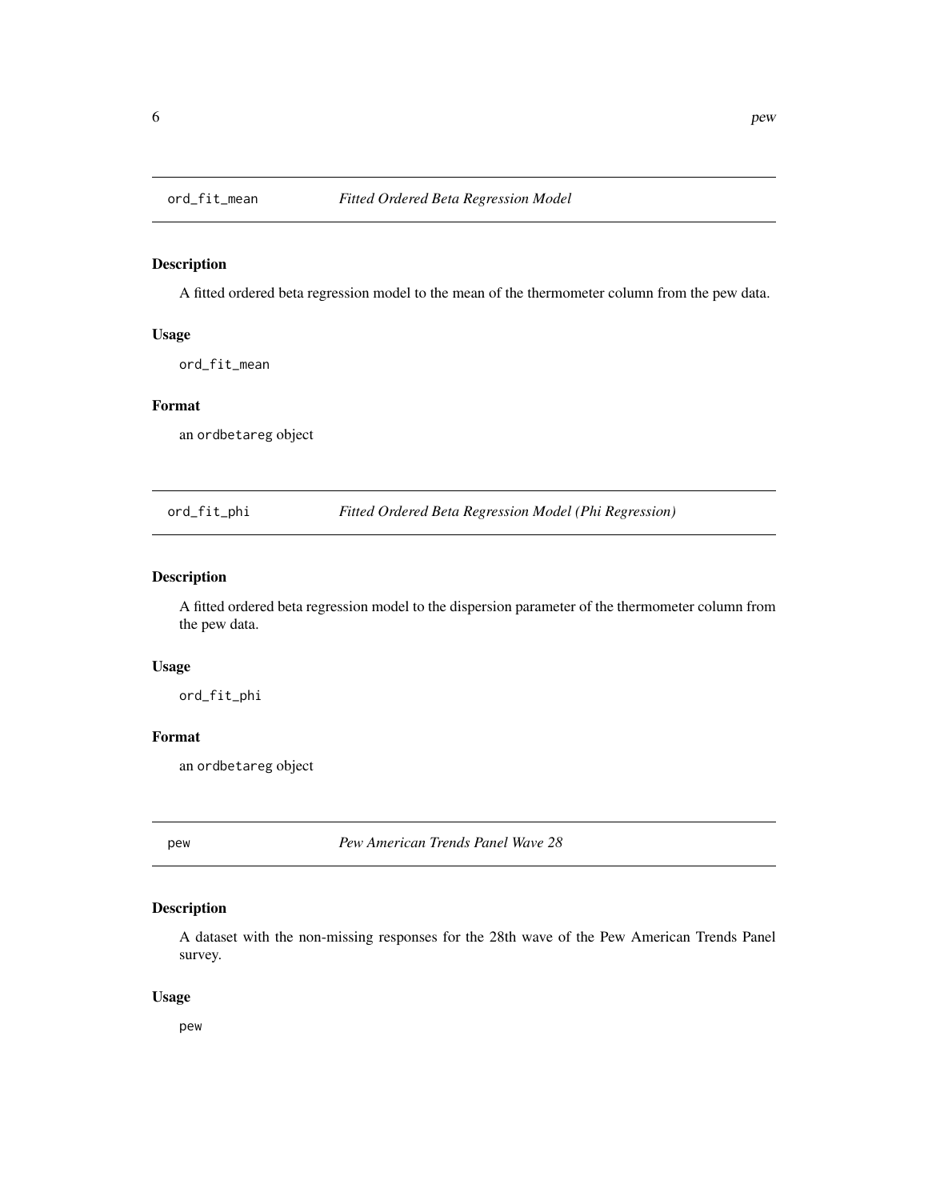## ord_fit_mean *Fitted Ordered Beta Regression Model*

### Description

A fitted ordered beta regression model to the mean of the thermometer column from the pew data.

### Usage

```
ord_fit_mean
```

### Format

an `ordbetareg` object

## ord_fit_phi *Fitted Ordered Beta Regression Model (Phi Regression)*

### Description

A fitted ordered beta regression model to the dispersion parameter of the thermometer column from the pew data.

### Usage

```
ord_fit_phi
```

### Format

an `ordbetareg` object

## pew *Pew American Trends Panel Wave 28*

### Description

A dataset with the non-missing responses for the 28th wave of the Pew American Trends Panel survey.

### Usage

```
pew
```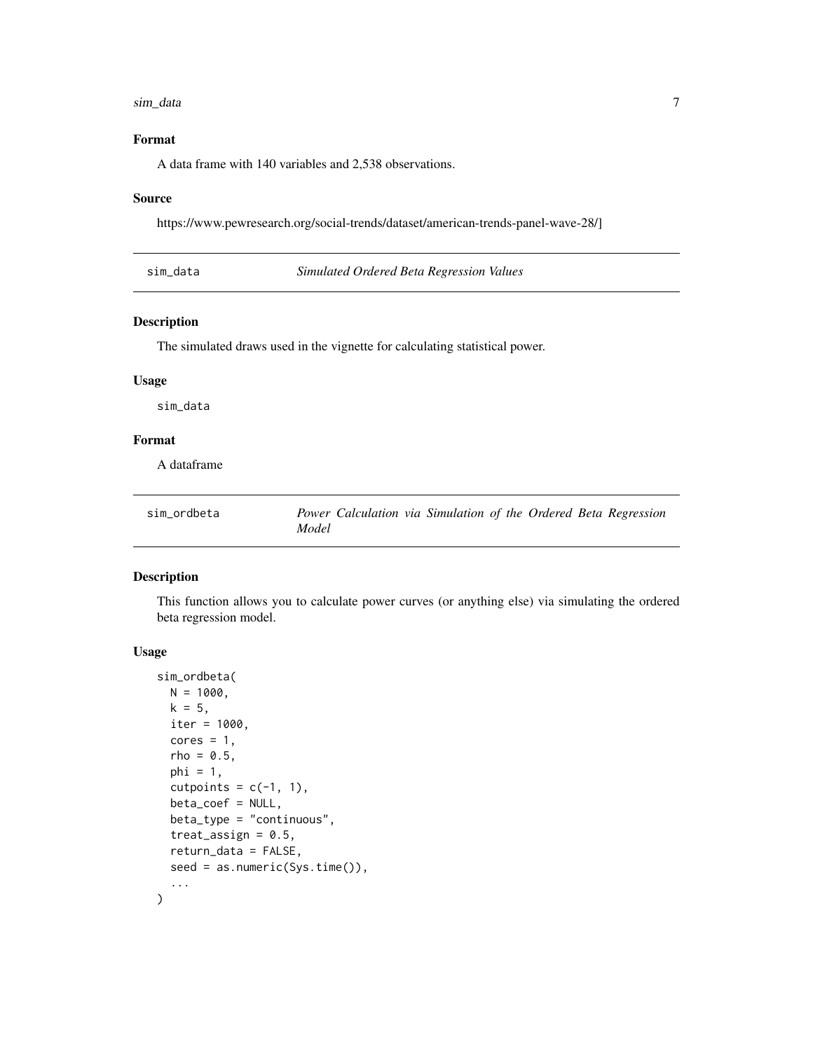### Format

A data frame with 140 variables and 2,538 observations.

### Source

https://www.pewresearch.org/social-trends/dataset/american-trends-panel-wave-28/]

## sim_data *Simulated Ordered Beta Regression Values*

### Description

The simulated draws used in the vignette for calculating statistical power.

### Usage

```
sim_data
```

### Format

A dataframe

## sim_ordbeta *Power Calculation via Simulation of the Ordered Beta Regression Model*

### Description

This function allows you to calculate power curves (or anything else) via simulating the ordered beta regression model.

### Usage

```
sim_ordbeta(
  N = 1000,
  k = 5,
  iter = 1000,
  cores = 1,
  rho = 0.5,
  phi = 1,
  cutpoints = c(-1, 1),
  beta_coef = NULL,
  beta_type = "continuous",
  treat_assign = 0.5,
  return_data = FALSE,
  seed = as.numeric(Sys.time()),
  ...
)
```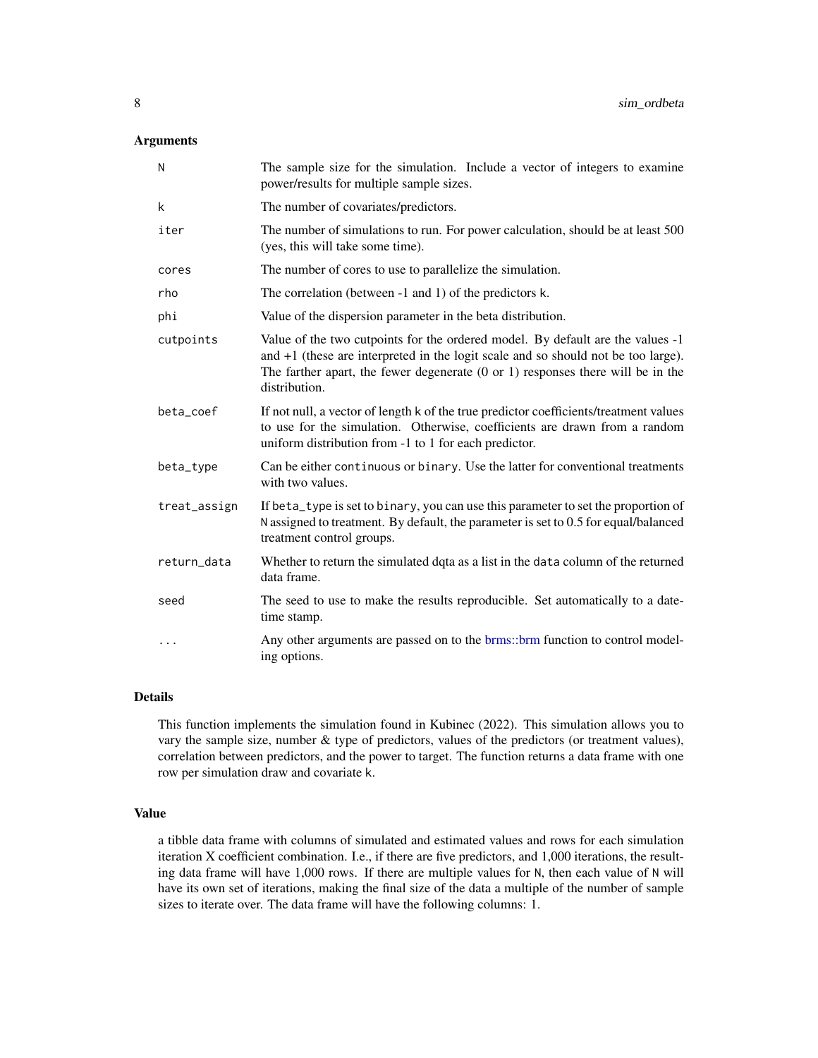### Arguments

| | |
|---|---|
| `N` | The sample size for the simulation. Include a vector of integers to examine power/results for multiple sample sizes. |
| `k` | The number of covariates/predictors. |
| `iter` | The number of simulations to run. For power calculation, should be at least 500 (yes, this will take some time). |
| `cores` | The number of cores to use to parallelize the simulation. |
| `rho` | The correlation (between -1 and 1) of the predictors `k`. |
| `phi` | Value of the dispersion parameter in the beta distribution. |
| `cutpoints` | Value of the two cutpoints for the ordered model. By default are the values -1 and +1 (these are interpreted in the logit scale and so should not be too large). The farther apart, the fewer degenerate (0 or 1) responses there will be in the distribution. |
| `beta_coef` | If not null, a vector of length `k` of the true predictor coefficients/treatment values to use for the simulation. Otherwise, coefficients are drawn from a random uniform distribution from -1 to 1 for each predictor. |
| `beta_type` | Can be either `continuous` or `binary`. Use the latter for conventional treatments with two values. |
| `treat_assign` | If `beta_type` is set to `binary`, you can use this parameter to set the proportion of `N` assigned to treatment. By default, the parameter is set to 0.5 for equal/balanced treatment control groups. |
| `return_data` | Whether to return the simulated dqta as a list in the `data` column of the returned data frame. |
| `seed` | The seed to use to make the results reproducible. Set automatically to a date-time stamp. |
| `...` | Any other arguments are passed on to the brms::brm function to control modeling options. |

### Details

This function implements the simulation found in Kubinec (2022). This simulation allows you to vary the sample size, number & type of predictors, values of the predictors (or treatment values), correlation between predictors, and the power to target. The function returns a data frame with one row per simulation draw and covariate `k`.

### Value

a tibble data frame with columns of simulated and estimated values and rows for each simulation iteration X coefficient combination. I.e., if there are five predictors, and 1,000 iterations, the resulting data frame will have 1,000 rows. If there are multiple values for `N`, then each value of `N` will have its own set of iterations, making the final size of the data a multiple of the number of sample sizes to iterate over. The data frame will have the following columns: 1.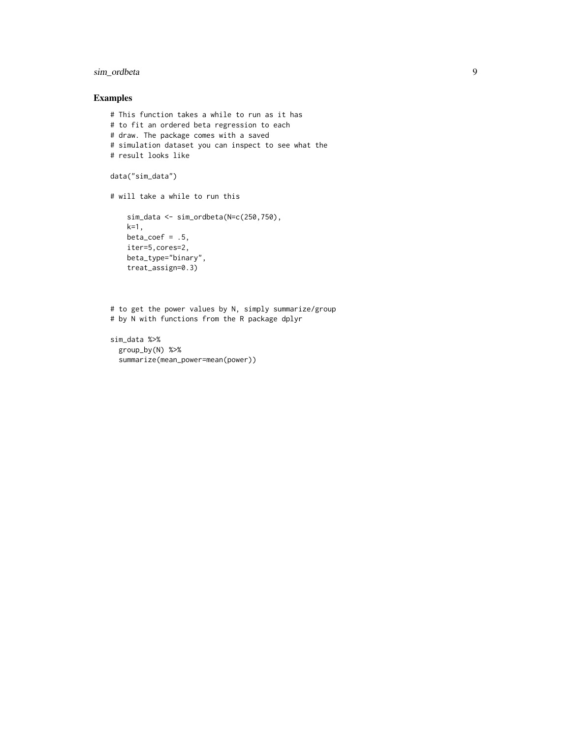## Examples

```
# This function takes a while to run as it has
# to fit an ordered beta regression to each
# draw. The package comes with a saved
# simulation dataset you can inspect to see what the
# result looks like

data("sim_data")

# will take a while to run this

    sim_data <- sim_ordbeta(N=c(250,750),
    k=1,
    beta_coef = .5,
    iter=5,cores=2,
    beta_type="binary",
    treat_assign=0.3)



# to get the power values by N, simply summarize/group
# by N with functions from the R package dplyr

sim_data %>%
  group_by(N) %>%
  summarize(mean_power=mean(power))
```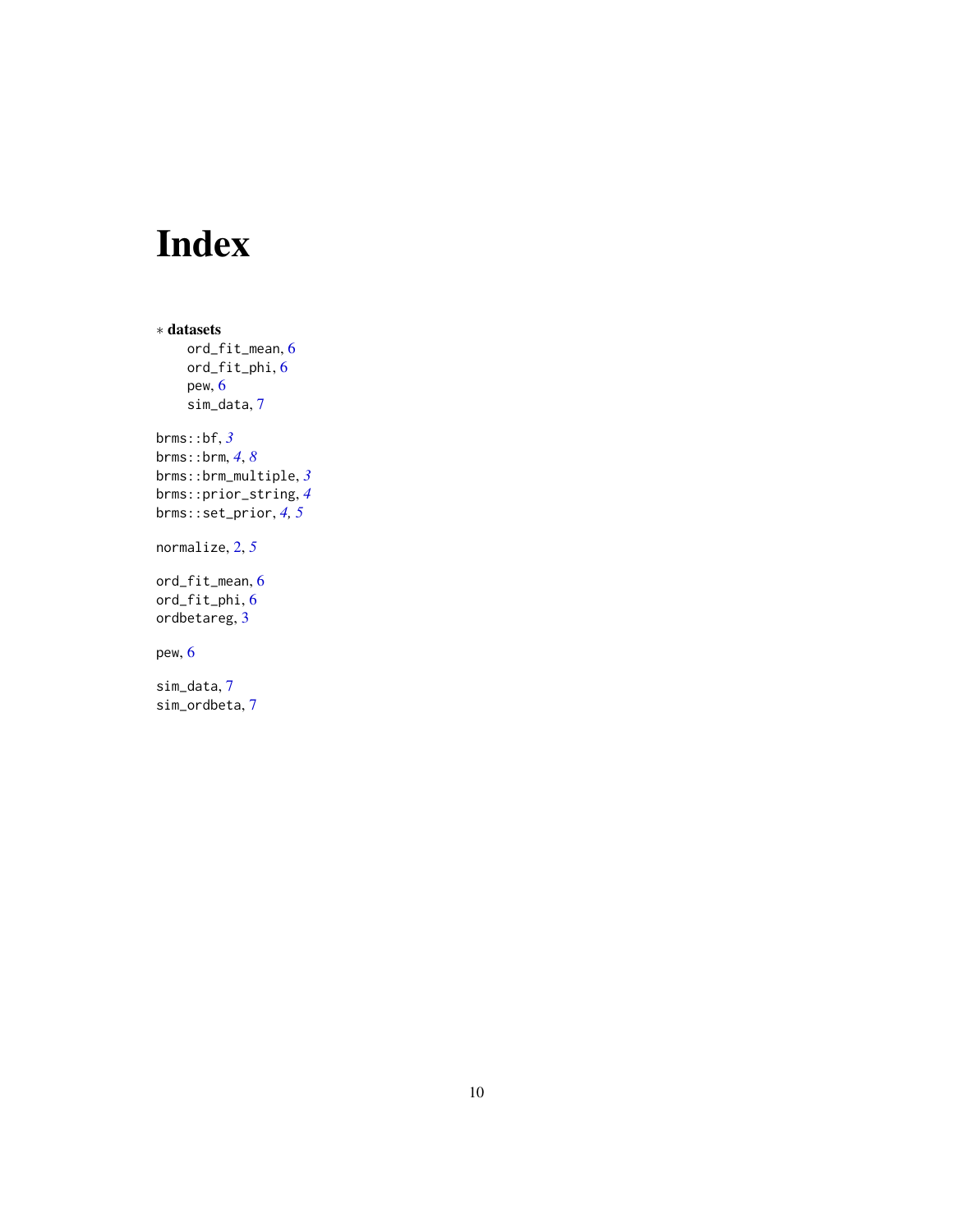# Index

∗ **datasets**

ord_fit_mean, 6
ord_fit_phi, 6
pew, 6
sim_data, 7

brms::bf, *3*
brms::brm, *4*, *8*
brms::brm_multiple, *3*
brms::prior_string, *4*
brms::set_prior, *4, 5*

normalize, 2, *5*

ord_fit_mean, 6
ord_fit_phi, 6
ordbetareg, 3

pew, 6

sim_data, 7
sim_ordbeta, 7